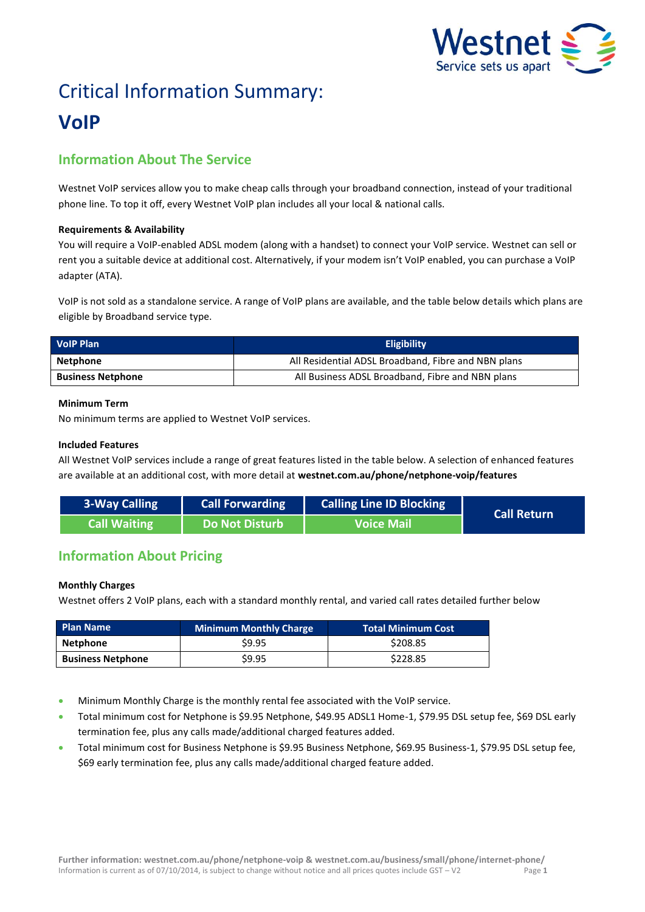# Critical Information Summary:

# VoIP

## Information About The Service

Westnet VoIP services allow you to make cheap calls through your broadband connection, instead of your traditional phone line. To top it off, every Westnet VoIP plan includes all your local & national calls.

**Requirements & Availability**

You will require a VoIP-enabled ADSL modem (along with a handset) to connect your VoIP service. Westnet can sell or rent you a suitable device at additional cost. Alternatively, if your modem isn't VoIP enabled, you can purchase a VoIP adapter (ATA).

VoIP is not sold as a standalone service. A range of VoIP plans are available, and the table below details which plans are eligible by Broadband service type.

| VoIP Plan | Eligibility |
|---|---|
| **Netphone** | All Residential ADSL Broadband, Fibre and NBN plans |
| **Business Netphone** | All Business ADSL Broadband, Fibre and NBN plans |

**Minimum Term**

No minimum terms are applied to Westnet VoIP services.

**Included Features**

All Westnet VoIP services include a range of great features listed in the table below. A selection of enhanced features are available at an additional cost, with more detail at **westnet.com.au/phone/netphone-voip/features**

| 3-Way Calling | Call Forwarding | Calling Line ID Blocking | Call Return |
|---|---|---|---|
| Call Waiting | Do Not Disturb | Voice Mail | |

## Information About Pricing

**Monthly Charges**

Westnet offers 2 VoIP plans, each with a standard monthly rental, and varied call rates detailed further below

| Plan Name | Minimum Monthly Charge | Total Minimum Cost |
|---|---|---|
| **Netphone** | $9.95 | $208.85 |
| **Business Netphone** | $9.95 | $228.85 |

- Minimum Monthly Charge is the monthly rental fee associated with the VoIP service.
- Total minimum cost for Netphone is $9.95 Netphone, $49.95 ADSL1 Home-1, $79.95 DSL setup fee, $69 DSL early termination fee, plus any calls made/additional charged features added.
- Total minimum cost for Business Netphone is $9.95 Business Netphone, $69.95 Business-1, $79.95 DSL setup fee, $69 early termination fee, plus any calls made/additional charged feature added.

**Further information: westnet.com.au/phone/netphone-voip & westnet.com.au/business/small/phone/internet-phone/**
Information is current as of 07/10/2014, is subject to change without notice and all prices quotes include GST – V2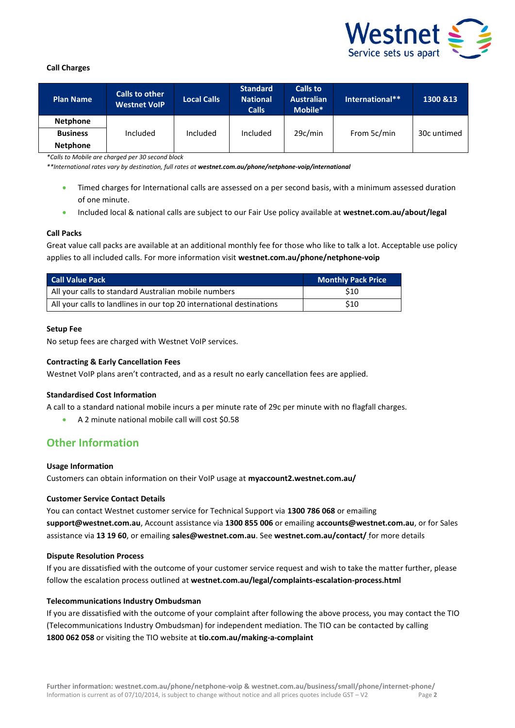**Call Charges**

| Plan Name | Calls to other Westnet VoIP | Local Calls | Standard National Calls | Calls to Australian Mobile* | International** | 1300 &13 |
|---|---|---|---|---|---|---|
| Netphone<br>Business Netphone | Included | Included | Included | 29c/min | From 5c/min | 30c untimed |

*\*Calls to Mobile are charged per 30 second block*

*\*\*International rates vary by destination, full rates at* ***westnet.com.au/phone/netphone-voip/international***

- Timed charges for International calls are assessed on a per second basis, with a minimum assessed duration of one minute.
- Included local & national calls are subject to our Fair Use policy available at **westnet.com.au/about/legal**

**Call Packs**

Great value call packs are available at an additional monthly fee for those who like to talk a lot. Acceptable use policy applies to all included calls. For more information visit **westnet.com.au/phone/netphone-voip**

| Call Value Pack | Monthly Pack Price |
|---|---|
| All your calls to standard Australian mobile numbers | $10 |
| All your calls to landlines in our top 20 international destinations | $10 |

**Setup Fee**

No setup fees are charged with Westnet VoIP services.

**Contracting & Early Cancellation Fees**

Westnet VoIP plans aren't contracted, and as a result no early cancellation fees are applied.

**Standardised Cost Information**

A call to a standard national mobile incurs a per minute rate of 29c per minute with no flagfall charges.

- A 2 minute national mobile call will cost $0.58

## Other Information

**Usage Information**

Customers can obtain information on their VoIP usage at **myaccount2.westnet.com.au/**

**Customer Service Contact Details**

You can contact Westnet customer service for Technical Support via **1300 786 068** or emailing **support@westnet.com.au**, Account assistance via **1300 855 006** or emailing **accounts@westnet.com.au**, or for Sales assistance via **13 19 60**, or emailing **sales@westnet.com.au**. See **westnet.com.au/contact/** for more details

**Dispute Resolution Process**

If you are dissatisfied with the outcome of your customer service request and wish to take the matter further, please follow the escalation process outlined at **westnet.com.au/legal/complaints-escalation-process.html**

**Telecommunications Industry Ombudsman**

If you are dissatisfied with the outcome of your complaint after following the above process, you may contact the TIO (Telecommunications Industry Ombudsman) for independent mediation. The TIO can be contacted by calling **1800 062 058** or visiting the TIO website at **tio.com.au/making-a-complaint**

**Further information: westnet.com.au/phone/netphone-voip & westnet.com.au/business/small/phone/internet-phone/**
Information is current as of 07/10/2014, is subject to change without notice and all prices quotes include GST – V2